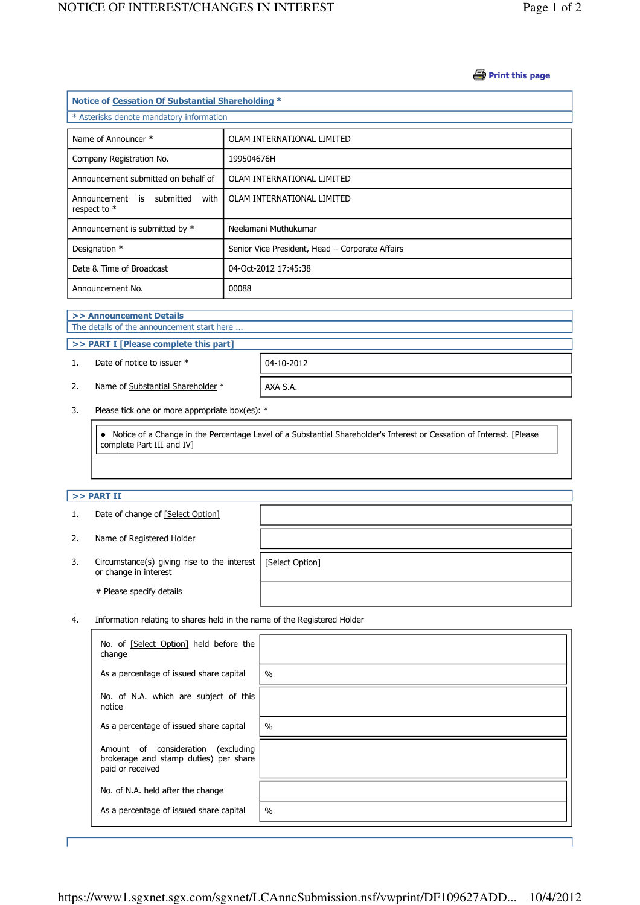Print this page

## Notice of Cessation Of Substantial Shareholding *

* Asterisks denote mandatory information

| | |
|---|---|
| Name of Announcer * | OLAM INTERNATIONAL LIMITED |
| Company Registration No. | 199504676H |
| Announcement submitted on behalf of | OLAM INTERNATIONAL LIMITED |
| Announcement is submitted with respect to * | OLAM INTERNATIONAL LIMITED |
| Announcement is submitted by * | Neelamani Muthukumar |
| Designation * | Senior Vice President, Head – Corporate Affairs |
| Date & Time of Broadcast | 04-Oct-2012 17:45:38 |
| Announcement No. | 00088 |

### >> Announcement Details

The details of the announcement start here ...

### >> PART I [Please complete this part]

| | | |
|---|---|---|
| 1. | Date of notice to issuer * | 04-10-2012 |
| 2. | Name of Substantial Shareholder * | AXA S.A. |

3. Please tick one or more appropriate box(es): *

- Notice of a Change in the Percentage Level of a Substantial Shareholder's Interest or Cessation of Interest. [Please complete Part III and IV]

### >> PART II

| | | |
|---|---|---|
| 1. | Date of change of [Select Option] | |
| 2. | Name of Registered Holder | |
| 3. | Circumstance(s) giving rise to the interest or change in interest | [Select Option] |
| | # Please specify details | |

4. Information relating to shares held in the name of the Registered Holder

| | |
|---|---|
| No. of [Select Option] held before the change | |
| As a percentage of issued share capital | % |
| No. of N.A. which are subject of this notice | |
| As a percentage of issued share capital | % |
| Amount of consideration (excluding brokerage and stamp duties) per share paid or received | |
| No. of N.A. held after the change | |
| As a percentage of issued share capital | % |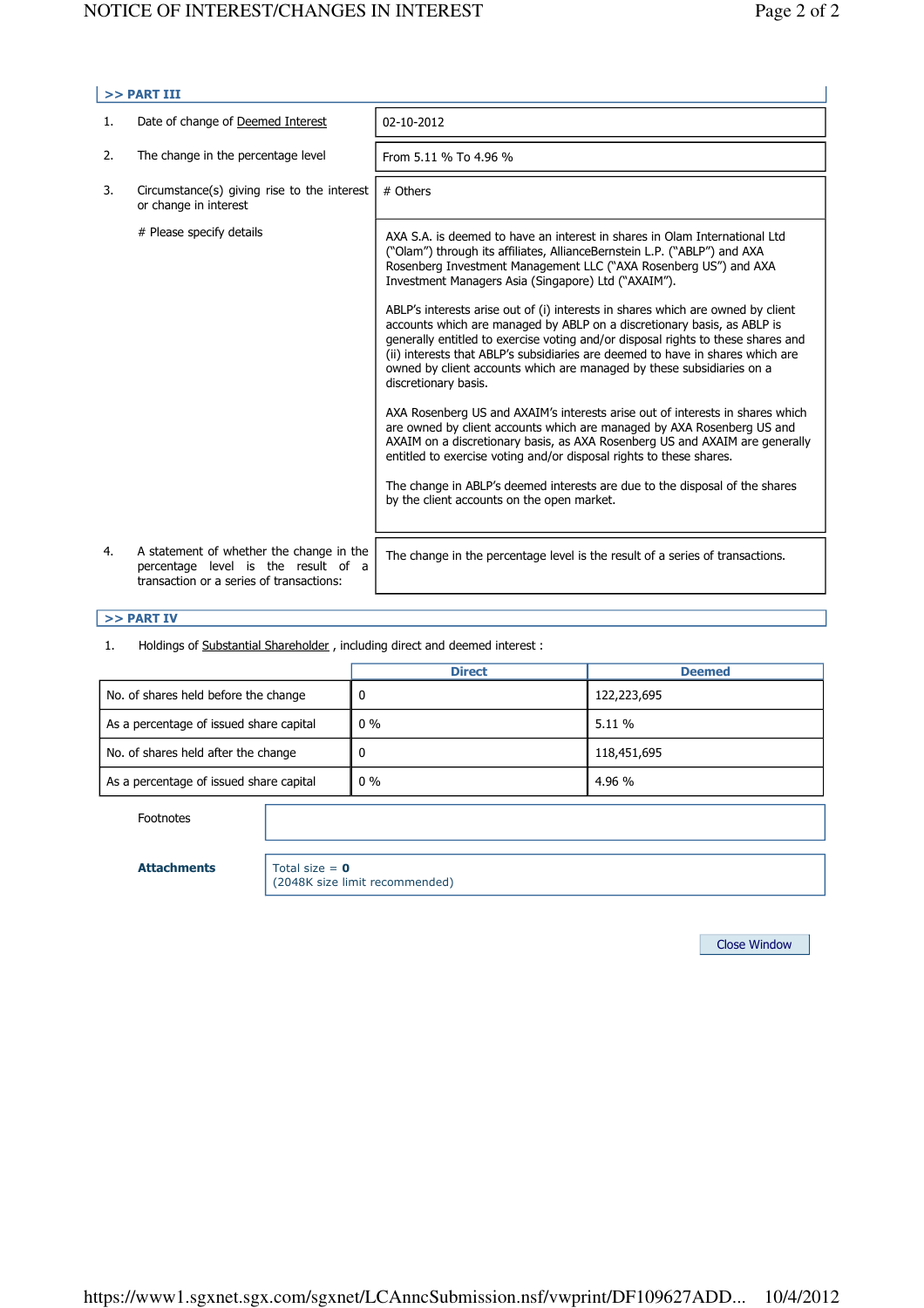## >> PART III

| | | |
|---|---|---|
| 1. | Date of change of Deemed Interest | 02-10-2012 |
| 2. | The change in the percentage level | From 5.11 % To 4.96 % |
| 3. | Circumstance(s) giving rise to the interest or change in interest | # Others |
| | # Please specify details | AXA S.A. is deemed to have an interest in shares in Olam International Ltd ("Olam") through its affiliates, AllianceBernstein L.P. ("ABLP") and AXA Rosenberg Investment Management LLC ("AXA Rosenberg US") and AXA Investment Managers Asia (Singapore) Ltd ("AXAIM").<br><br>ABLP's interests arise out of (i) interests in shares which are owned by client accounts which are managed by ABLP on a discretionary basis, as ABLP is generally entitled to exercise voting and/or disposal rights to these shares and (ii) interests that ABLP's subsidiaries are deemed to have in shares which are owned by client accounts which are managed by these subsidiaries on a discretionary basis.<br><br>AXA Rosenberg US and AXAIM's interests arise out of interests in shares which are owned by client accounts which are managed by AXA Rosenberg US and AXAIM on a discretionary basis, as AXA Rosenberg US and AXAIM are generally entitled to exercise voting and/or disposal rights to these shares.<br><br>The change in ABLP's deemed interests are due to the disposal of the shares by the client accounts on the open market. |
| 4. | A statement of whether the change in the percentage level is the result of a transaction or a series of transactions: | The change in the percentage level is the result of a series of transactions. |

## >> PART IV

1. Holdings of Substantial Shareholder , including direct and deemed interest :

| | Direct | Deemed |
|---|---|---|
| No. of shares held before the change | 0 | 122,223,695 |
| As a percentage of issued share capital | 0 % | 5.11 % |
| No. of shares held after the change | 0 | 118,451,695 |
| As a percentage of issued share capital | 0 % | 4.96 % |

Footnotes

**Attachments**

Total size = **0**
(2048K size limit recommended)

Close Window